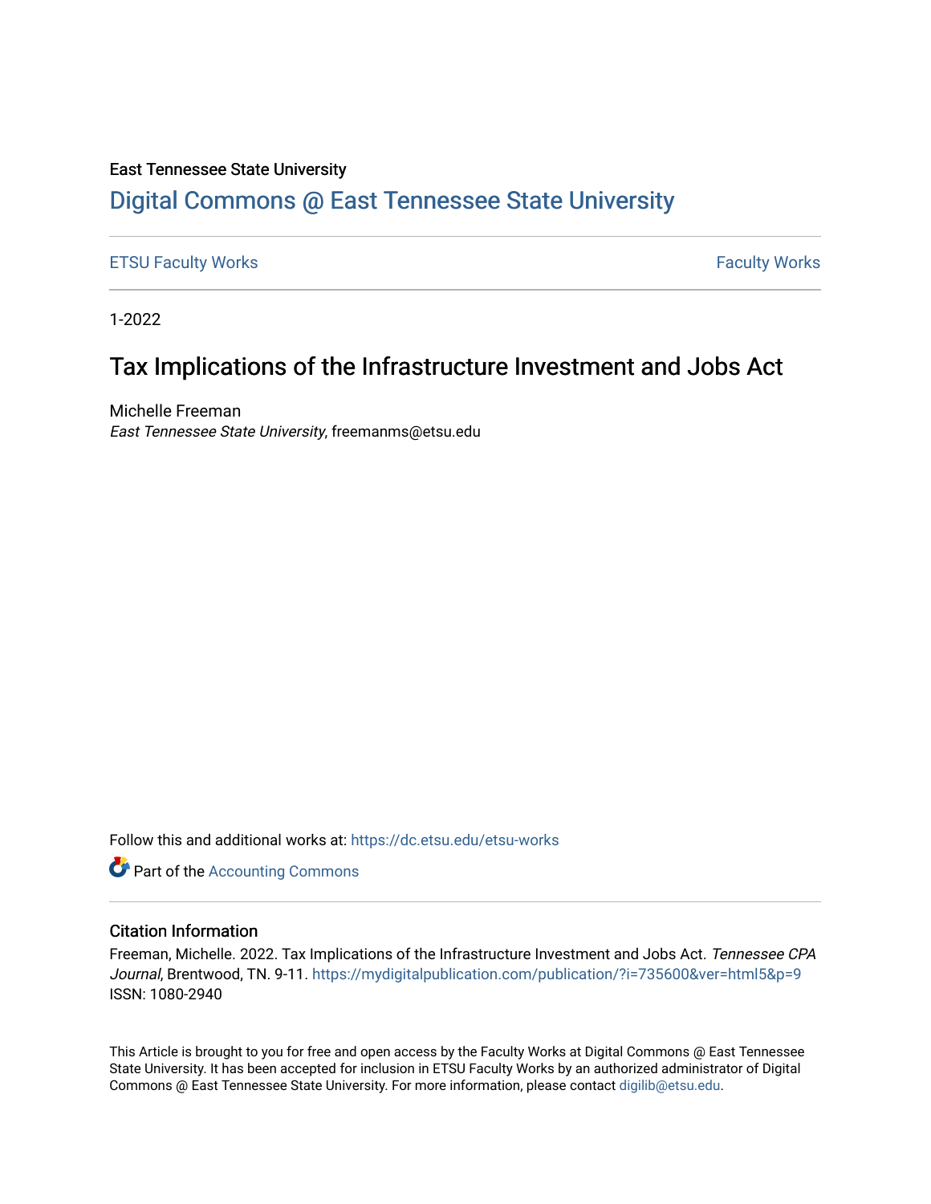East Tennessee State University

# Digital Commons @ East Tennessee State University

ETSU Faculty Works | Faculty Works

1-2022

## Tax Implications of the Infrastructure Investment and Jobs Act

Michelle Freeman
*East Tennessee State University*, freemanms@etsu.edu

Follow this and additional works at: https://dc.etsu.edu/etsu-works

Part of the Accounting Commons

### Citation Information

Freeman, Michelle. 2022. Tax Implications of the Infrastructure Investment and Jobs Act. *Tennessee CPA Journal*, Brentwood, TN. 9-11. https://mydigitalpublication.com/publication/?i=735600&ver=html5&p=9
ISSN: 1080-2940

This Article is brought to you for free and open access by the Faculty Works at Digital Commons @ East Tennessee State University. It has been accepted for inclusion in ETSU Faculty Works by an authorized administrator of Digital Commons @ East Tennessee State University. For more information, please contact digilib@etsu.edu.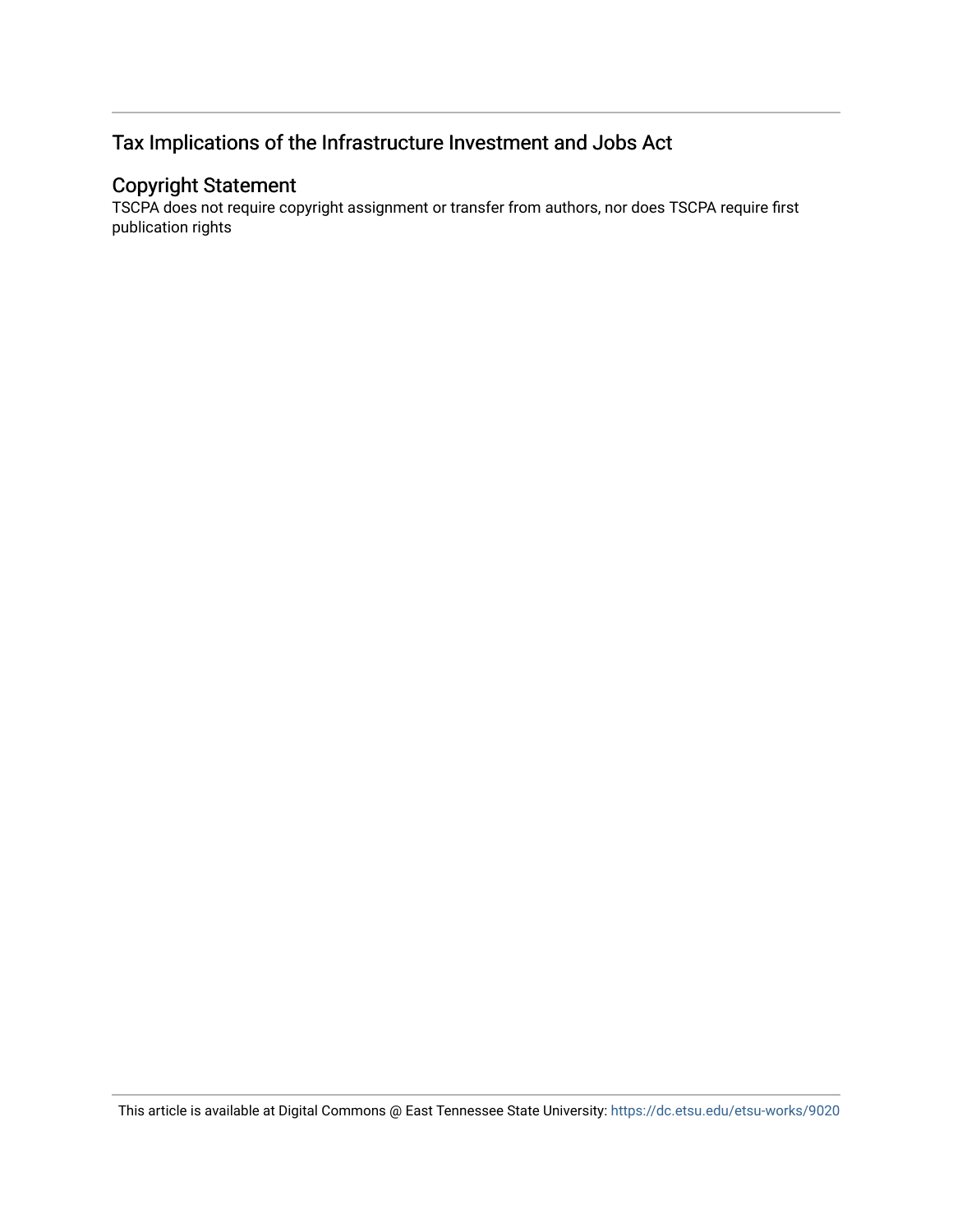## Tax Implications of the Infrastructure Investment and Jobs Act

### Copyright Statement

TSCPA does not require copyright assignment or transfer from authors, nor does TSCPA require first publication rights

This article is available at Digital Commons @ East Tennessee State University: https://dc.etsu.edu/etsu-works/9020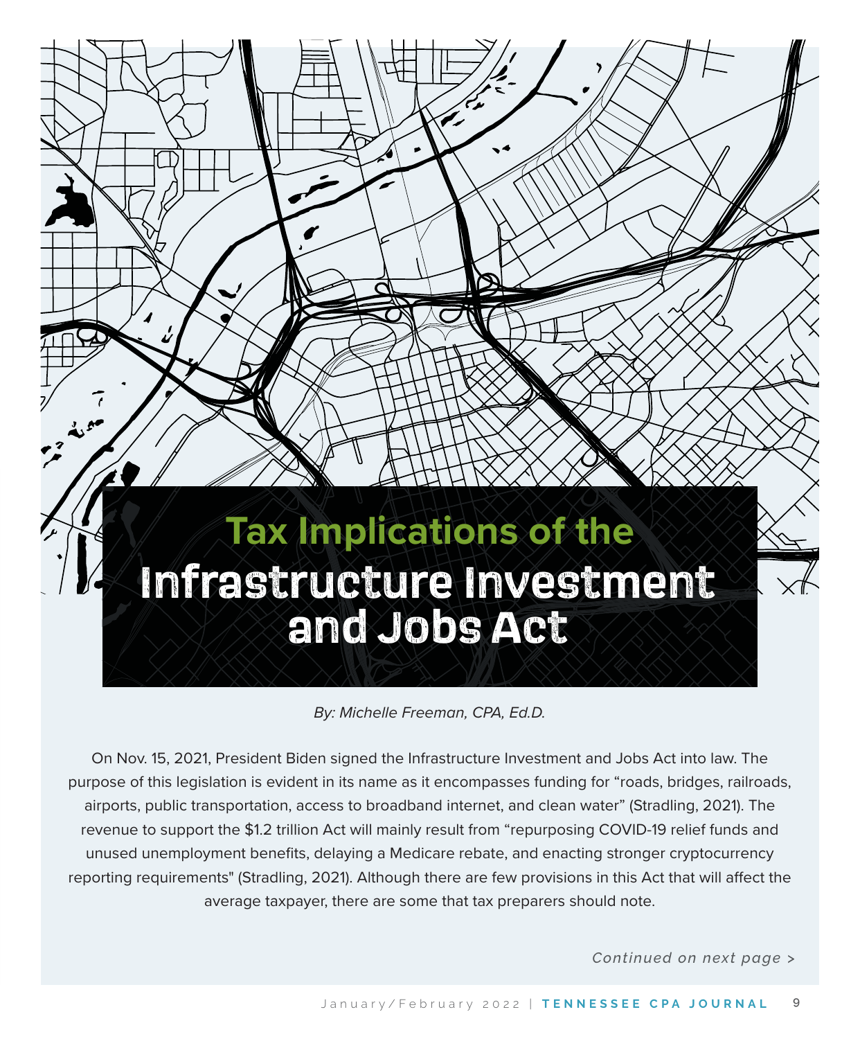# Tax Implications of the Infrastructure Investment and Jobs Act

*By: Michelle Freeman, CPA, Ed.D.*

On Nov. 15, 2021, President Biden signed the Infrastructure Investment and Jobs Act into law. The purpose of this legislation is evident in its name as it encompasses funding for "roads, bridges, railroads, airports, public transportation, access to broadband internet, and clean water" (Stradling, 2021). The revenue to support the $1.2 trillion Act will mainly result from "repurposing COVID-19 relief funds and unused unemployment benefits, delaying a Medicare rebate, and enacting stronger cryptocurrency reporting requirements" (Stradling, 2021). Although there are few provisions in this Act that will affect the average taxpayer, there are some that tax preparers should note.

*Continued on next page >*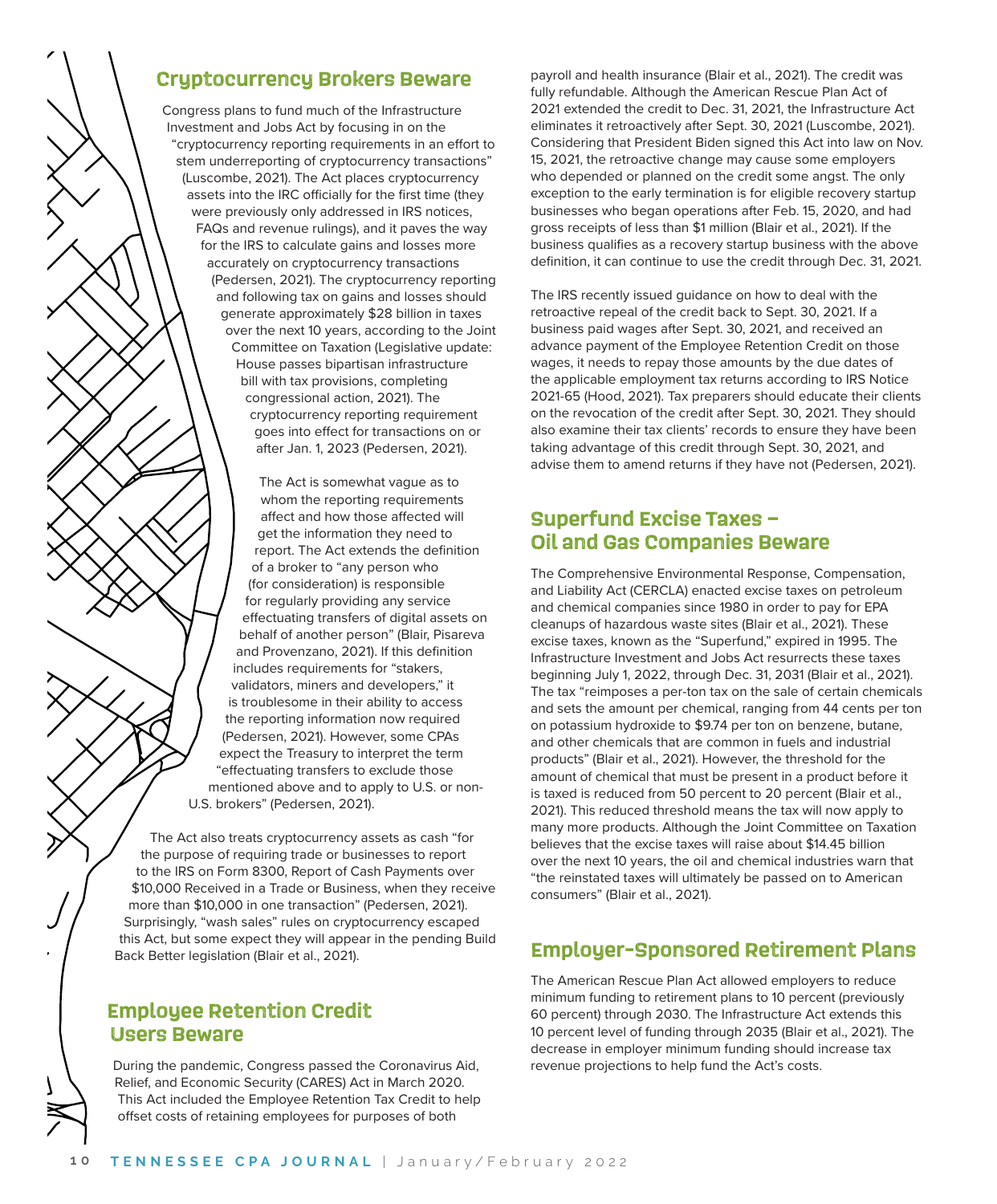## Cryptocurrency Brokers Beware

Congress plans to fund much of the Infrastructure Investment and Jobs Act by focusing in on the "cryptocurrency reporting requirements in an effort to stem underreporting of cryptocurrency transactions" (Luscombe, 2021). The Act places cryptocurrency assets into the IRC officially for the first time (they were previously only addressed in IRS notices, FAQs and revenue rulings), and it paves the way for the IRS to calculate gains and losses more accurately on cryptocurrency transactions (Pedersen, 2021). The cryptocurrency reporting and following tax on gains and losses should generate approximately $28 billion in taxes over the next 10 years, according to the Joint Committee on Taxation (Legislative update: House passes bipartisan infrastructure bill with tax provisions, completing congressional action, 2021). The cryptocurrency reporting requirement goes into effect for transactions on or after Jan. 1, 2023 (Pedersen, 2021).

The Act is somewhat vague as to whom the reporting requirements affect and how those affected will get the information they need to report. The Act extends the definition of a broker to "any person who (for consideration) is responsible for regularly providing any service effectuating transfers of digital assets on behalf of another person" (Blair, Pisareva and Provenzano, 2021). If this definition includes requirements for "stakers, validators, miners and developers," it is troublesome in their ability to access the reporting information now required (Pedersen, 2021). However, some CPAs expect the Treasury to interpret the term "effectuating transfers to exclude those mentioned above and to apply to U.S. or non-U.S. brokers" (Pedersen, 2021).

The Act also treats cryptocurrency assets as cash "for the purpose of requiring trade or businesses to report to the IRS on Form 8300, Report of Cash Payments over $10,000 Received in a Trade or Business, when they receive more than $10,000 in one transaction" (Pedersen, 2021). Surprisingly, "wash sales" rules on cryptocurrency escaped this Act, but some expect they will appear in the pending Build Back Better legislation (Blair et al., 2021).

## Employee Retention Credit Users Beware

During the pandemic, Congress passed the Coronavirus Aid, Relief, and Economic Security (CARES) Act in March 2020. This Act included the Employee Retention Tax Credit to help offset costs of retaining employees for purposes of both payroll and health insurance (Blair et al., 2021). The credit was fully refundable. Although the American Rescue Plan Act of 2021 extended the credit to Dec. 31, 2021, the Infrastructure Act eliminates it retroactively after Sept. 30, 2021 (Luscombe, 2021). Considering that President Biden signed this Act into law on Nov. 15, 2021, the retroactive change may cause some employers who depended or planned on the credit some angst. The only exception to the early termination is for eligible recovery startup businesses who began operations after Feb. 15, 2020, and had gross receipts of less than $1 million (Blair et al., 2021). If the business qualifies as a recovery startup business with the above definition, it can continue to use the credit through Dec. 31, 2021.

The IRS recently issued guidance on how to deal with the retroactive repeal of the credit back to Sept. 30, 2021. If a business paid wages after Sept. 30, 2021, and received an advance payment of the Employee Retention Credit on those wages, it needs to repay those amounts by the due dates of the applicable employment tax returns according to IRS Notice 2021-65 (Hood, 2021). Tax preparers should educate their clients on the revocation of the credit after Sept. 30, 2021. They should also examine their tax clients' records to ensure they have been taking advantage of this credit through Sept. 30, 2021, and advise them to amend returns if they have not (Pedersen, 2021).

## Superfund Excise Taxes – Oil and Gas Companies Beware

The Comprehensive Environmental Response, Compensation, and Liability Act (CERCLA) enacted excise taxes on petroleum and chemical companies since 1980 in order to pay for EPA cleanups of hazardous waste sites (Blair et al., 2021). These excise taxes, known as the "Superfund," expired in 1995. The Infrastructure Investment and Jobs Act resurrects these taxes beginning July 1, 2022, through Dec. 31, 2031 (Blair et al., 2021). The tax "reimposes a per-ton tax on the sale of certain chemicals and sets the amount per chemical, ranging from 44 cents per ton on potassium hydroxide to $9.74 per ton on benzene, butane, and other chemicals that are common in fuels and industrial products" (Blair et al., 2021). However, the threshold for the amount of chemical that must be present in a product before it is taxed is reduced from 50 percent to 20 percent (Blair et al., 2021). This reduced threshold means the tax will now apply to many more products. Although the Joint Committee on Taxation believes that the excise taxes will raise about $14.45 billion over the next 10 years, the oil and chemical industries warn that "the reinstated taxes will ultimately be passed on to American consumers" (Blair et al., 2021).

## Employer-Sponsored Retirement Plans

The American Rescue Plan Act allowed employers to reduce minimum funding to retirement plans to 10 percent (previously 60 percent) through 2030. The Infrastructure Act extends this 10 percent level of funding through 2035 (Blair et al., 2021). The decrease in employer minimum funding should increase tax revenue projections to help fund the Act's costs.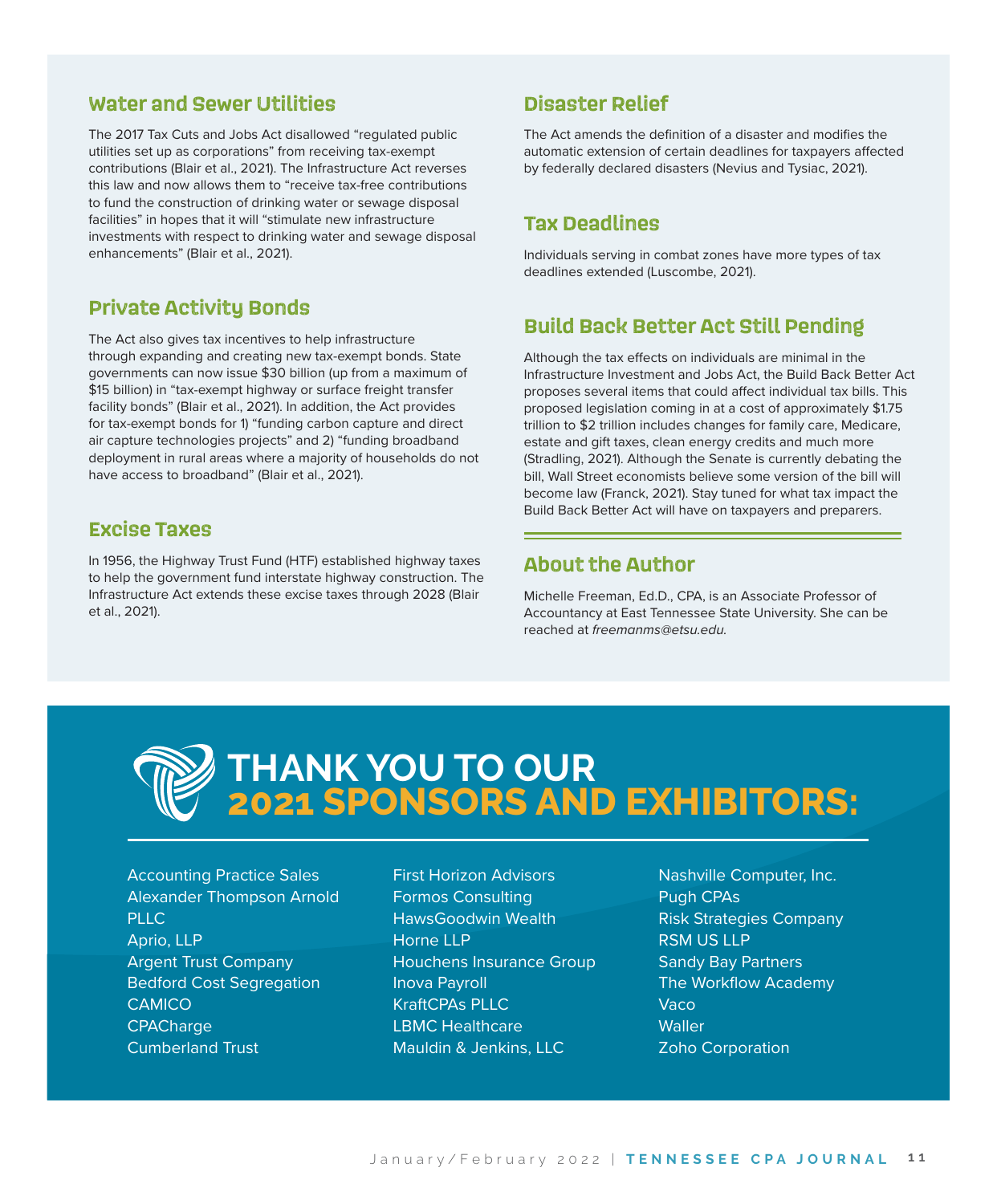## Water and Sewer Utilities

The 2017 Tax Cuts and Jobs Act disallowed "regulated public utilities set up as corporations" from receiving tax-exempt contributions (Blair et al., 2021). The Infrastructure Act reverses this law and now allows them to "receive tax-free contributions to fund the construction of drinking water or sewage disposal facilities" in hopes that it will "stimulate new infrastructure investments with respect to drinking water and sewage disposal enhancements" (Blair et al., 2021).

## Private Activity Bonds

The Act also gives tax incentives to help infrastructure through expanding and creating new tax-exempt bonds. State governments can now issue $30 billion (up from a maximum of $15 billion) in "tax-exempt highway or surface freight transfer facility bonds" (Blair et al., 2021). In addition, the Act provides for tax-exempt bonds for 1) "funding carbon capture and direct air capture technologies projects" and 2) "funding broadband deployment in rural areas where a majority of households do not have access to broadband" (Blair et al., 2021).

## Excise Taxes

In 1956, the Highway Trust Fund (HTF) established highway taxes to help the government fund interstate highway construction. The Infrastructure Act extends these excise taxes through 2028 (Blair et al., 2021).

## Disaster Relief

The Act amends the definition of a disaster and modifies the automatic extension of certain deadlines for taxpayers affected by federally declared disasters (Nevius and Tysiac, 2021).

## Tax Deadlines

Individuals serving in combat zones have more types of tax deadlines extended (Luscombe, 2021).

## Build Back Better Act Still Pending

Although the tax effects on individuals are minimal in the Infrastructure Investment and Jobs Act, the Build Back Better Act proposes several items that could affect individual tax bills. This proposed legislation coming in at a cost of approximately $1.75 trillion to $2 trillion includes changes for family care, Medicare, estate and gift taxes, clean energy credits and much more (Stradling, 2021). Although the Senate is currently debating the bill, Wall Street economists believe some version of the bill will become law (Franck, 2021). Stay tuned for what tax impact the Build Back Better Act will have on taxpayers and preparers.

## About the Author

Michelle Freeman, Ed.D., CPA, is an Associate Professor of Accountancy at East Tennessee State University. She can be reached at *freemanms@etsu.edu*.

# THANK YOU TO OUR 2021 SPONSORS AND EXHIBITORS:

Accounting Practice Sales
Alexander Thompson Arnold PLLC
Aprio, LLP
Argent Trust Company
Bedford Cost Segregation
CAMICO
CPACharge
Cumberland Trust
First Horizon Advisors
Formos Consulting
HawsGoodwin Wealth
Horne LLP
Houchens Insurance Group
Inova Payroll
KraftCPAs PLLC
LBMC Healthcare
Mauldin & Jenkins, LLC
Nashville Computer, Inc.
Pugh CPAs
Risk Strategies Company
RSM US LLP
Sandy Bay Partners
The Workflow Academy
Vaco
Waller
Zoho Corporation